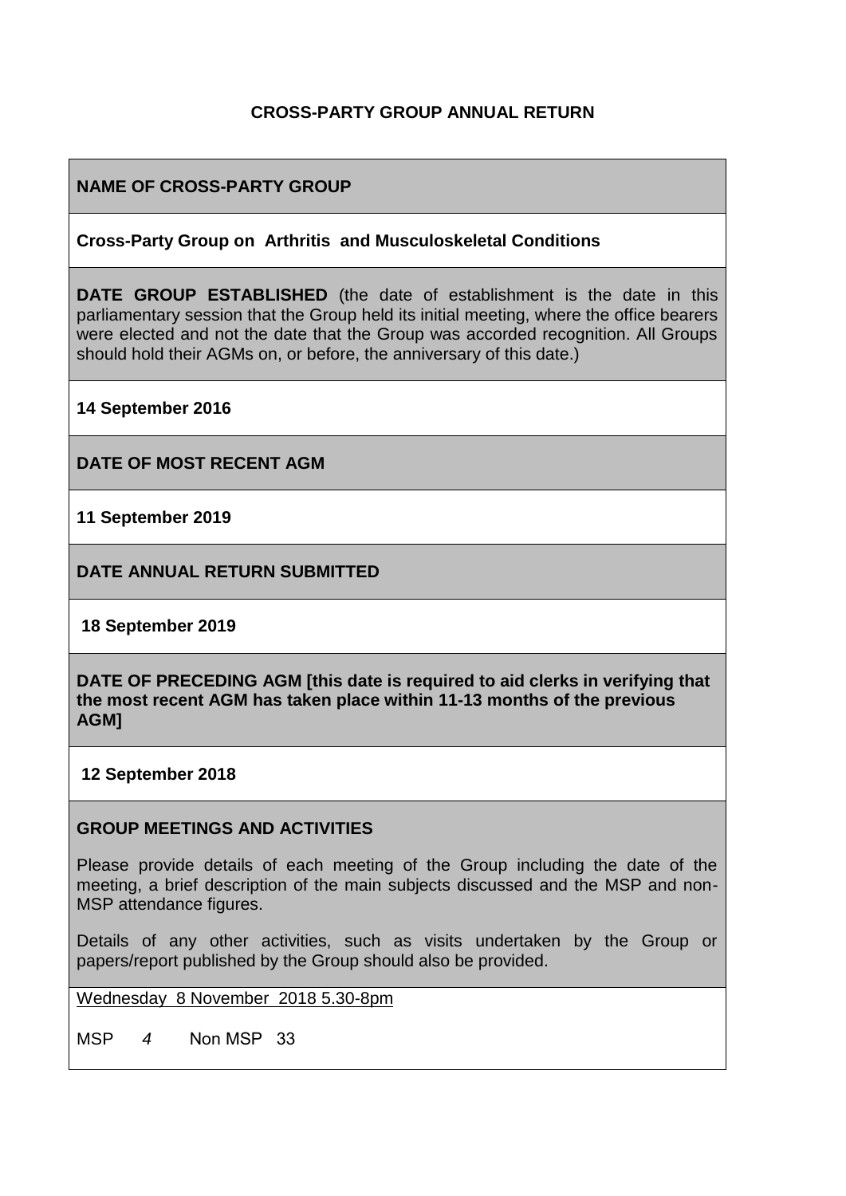**CROSS-PARTY GROUP ANNUAL RETURN**

**NAME OF CROSS-PARTY GROUP**

**Cross-Party Group on Arthritis and Musculoskeletal Conditions**

**DATE GROUP ESTABLISHED** (the date of establishment is the date in this parliamentary session that the Group held its initial meeting, where the office bearers were elected and not the date that the Group was accorded recognition. All Groups should hold their AGMs on, or before, the anniversary of this date.)

**14 September 2016**

**DATE OF MOST RECENT AGM**

**11 September 2019**

**DATE ANNUAL RETURN SUBMITTED**

**18 September 2019**

**DATE OF PRECEDING AGM [this date is required to aid clerks in verifying that the most recent AGM has taken place within 11-13 months of the previous AGM]**

**12 September 2018**

**GROUP MEETINGS AND ACTIVITIES**

Please provide details of each meeting of the Group including the date of the meeting, a brief description of the main subjects discussed and the MSP and non-MSP attendance figures.

Details of any other activities, such as visits undertaken by the Group or papers/report published by the Group should also be provided.

Wednesday 8 November 2018 5.30-8pm

MSP *4* Non MSP 33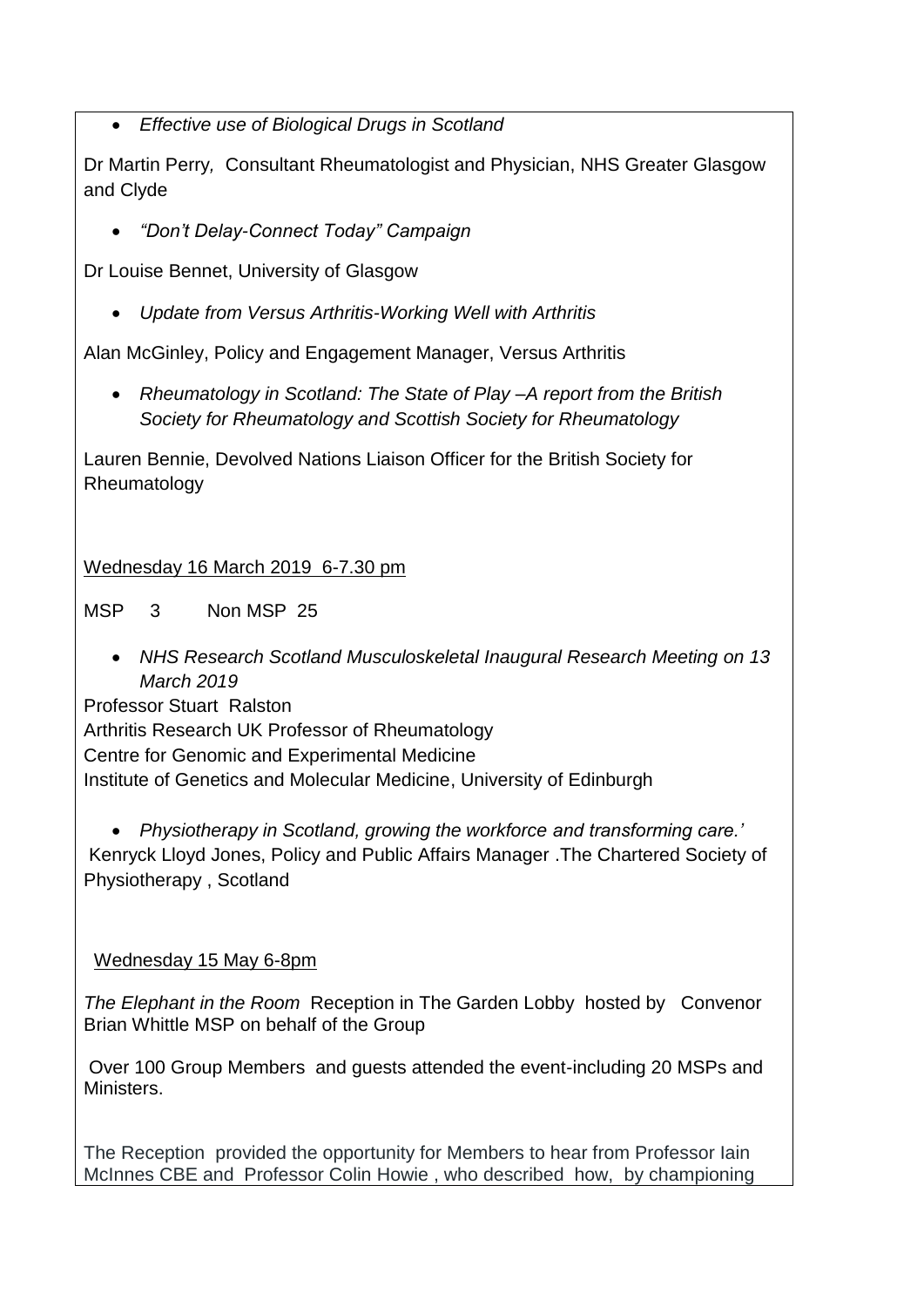- *Effective use of Biological Drugs in Scotland*

Dr Martin Perry*,* Consultant Rheumatologist and Physician, NHS Greater Glasgow and Clyde

- *"Don't Delay-Connect Today" Campaign*

Dr Louise Bennet, University of Glasgow

- *Update from Versus Arthritis-Working Well with Arthritis*

Alan McGinley, Policy and Engagement Manager, Versus Arthritis

- *Rheumatology in Scotland: The State of Play –A report from the British Society for Rheumatology and Scottish Society for Rheumatology*

Lauren Bennie, Devolved Nations Liaison Officer for the British Society for Rheumatology

<u>Wednesday 16 March 2019 6-7.30 pm</u>

MSP 3 Non MSP 25

- *NHS Research Scotland Musculoskeletal Inaugural Research Meeting on 13 March 2019*

Professor Stuart Ralston
Arthritis Research UK Professor of Rheumatology
Centre for Genomic and Experimental Medicine
Institute of Genetics and Molecular Medicine, University of Edinburgh

- *Physiotherapy in Scotland, growing the workforce and transforming care.'*

Kenryck Lloyd Jones, Policy and Public Affairs Manager .The Chartered Society of Physiotherapy , Scotland

<u>Wednesday 15 May 6-8pm</u>

*The Elephant in the Room* Reception in The Garden Lobby hosted by Convenor Brian Whittle MSP on behalf of the Group

Over 100 Group Members and guests attended the event-including 20 MSPs and Ministers.

The Reception provided the opportunity for Members to hear from Professor Iain McInnes CBE and Professor Colin Howie , who described how, by championing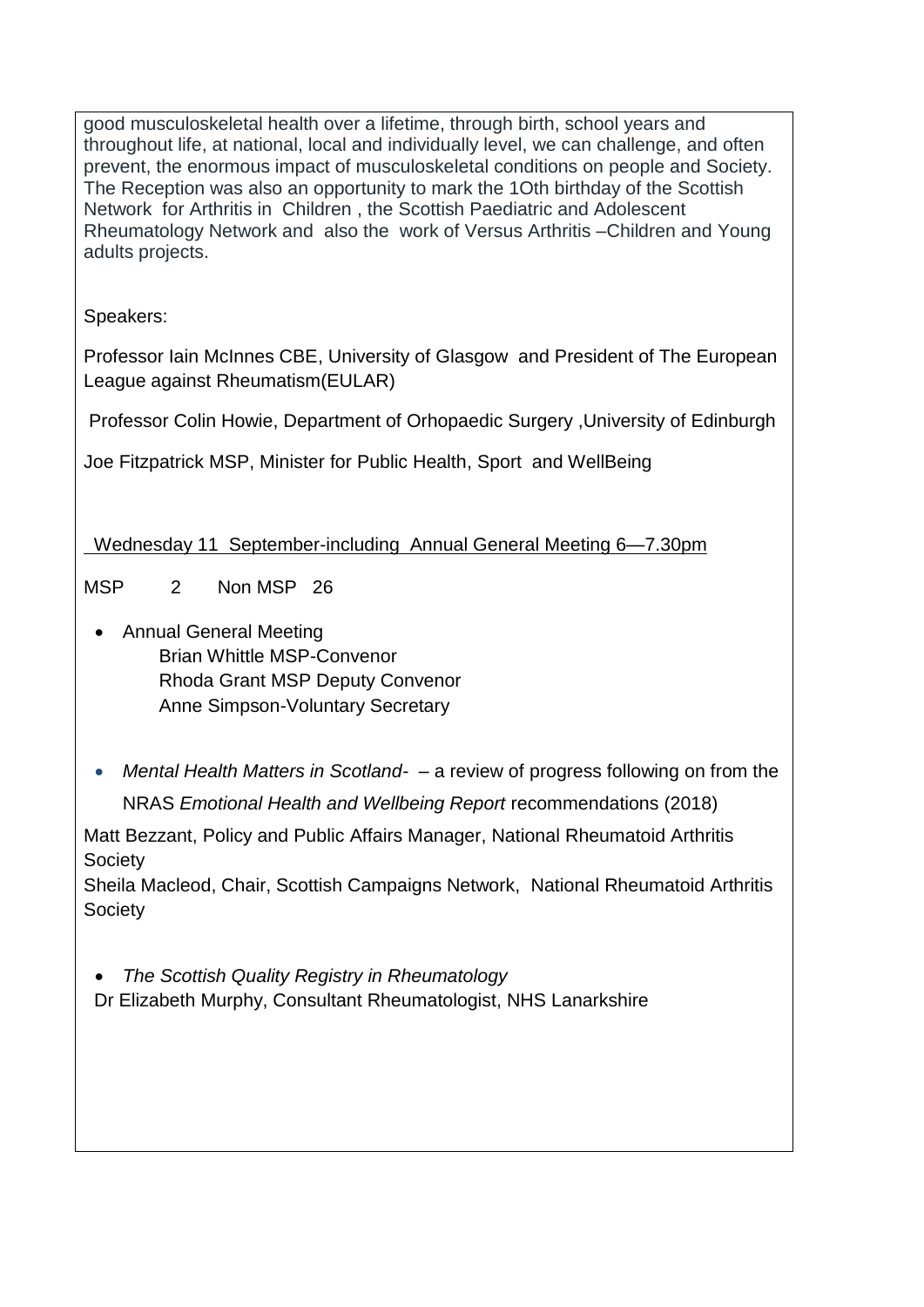good musculoskeletal health over a lifetime, through birth, school years and throughout life, at national, local and individually level, we can challenge, and often prevent, the enormous impact of musculoskeletal conditions on people and Society. The Reception was also an opportunity to mark the 1Oth birthday of the Scottish Network for Arthritis in Children , the Scottish Paediatric and Adolescent Rheumatology Network and also the work of Versus Arthritis –Children and Young adults projects.

Speakers:

Professor Iain McInnes CBE, University of Glasgow and President of The European League against Rheumatism(EULAR)

Professor Colin Howie, Department of Orhopaedic Surgery ,University of Edinburgh

Joe Fitzpatrick MSP, Minister for Public Health, Sport and WellBeing

Wednesday 11 September-including Annual General Meeting 6—7.30pm

MSP 2 Non MSP 26

- Annual General Meeting
  - Brian Whittle MSP-Convenor
  - Rhoda Grant MSP Deputy Convenor
  - Anne Simpson-Voluntary Secretary

- *Mental Health Matters in Scotland-* – a review of progress following on from the NRAS *Emotional Health and Wellbeing Report* recommendations (2018)

Matt Bezzant, Policy and Public Affairs Manager, National Rheumatoid Arthritis Society
Sheila Macleod, Chair, Scottish Campaigns Network, National Rheumatoid Arthritis Society

- *The Scottish Quality Registry in Rheumatology*

Dr Elizabeth Murphy, Consultant Rheumatologist, NHS Lanarkshire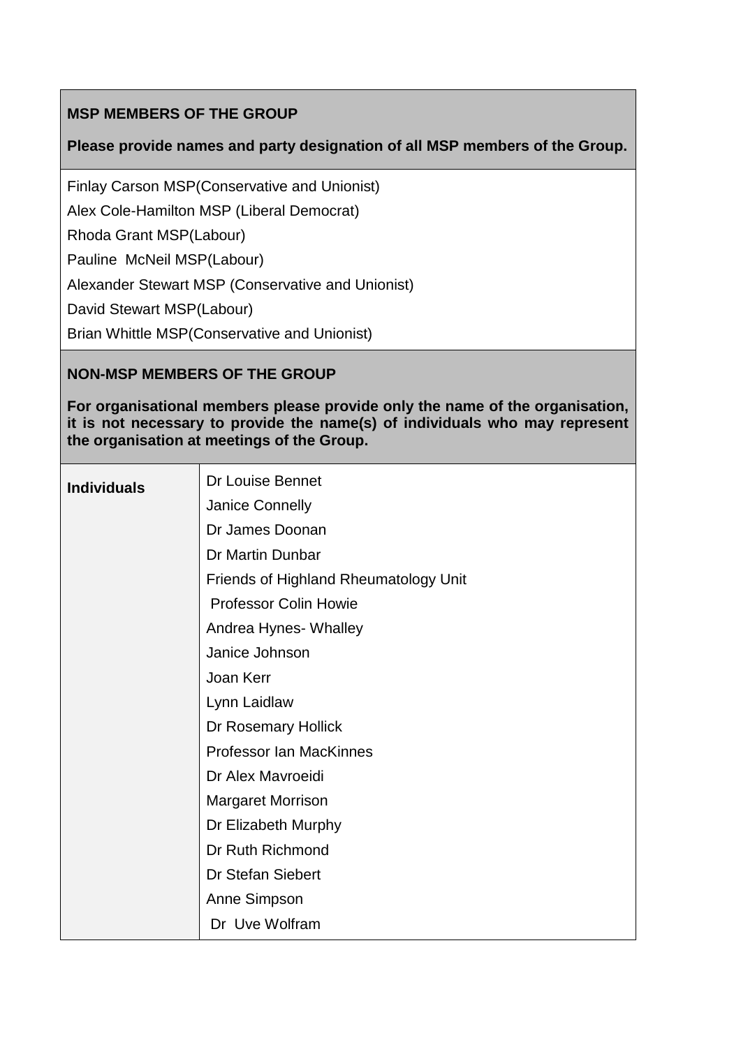| MSP MEMBERS OF THE GROUP<br><br>Please provide names and party designation of all MSP members of the Group. |
| --- |
| Finlay Carson MSP(Conservative and Unionist)<br>Alex Cole-Hamilton MSP (Liberal Democrat)<br>Rhoda Grant MSP(Labour)<br>Pauline McNeil MSP(Labour)<br>Alexander Stewart MSP (Conservative and Unionist)<br>David Stewart MSP(Labour)<br>Brian Whittle MSP(Conservative and Unionist) |

| NON-MSP MEMBERS OF THE GROUP<br><br>For organisational members please provide only the name of the organisation, it is not necessary to provide the name(s) of individuals who may represent the organisation at meetings of the Group. | |
| --- | --- |
| **Individuals** | Dr Louise Bennet<br>Janice Connelly<br>Dr James Doonan<br>Dr Martin Dunbar<br>Friends of Highland Rheumatology Unit<br>Professor Colin Howie<br>Andrea Hynes- Whalley<br>Janice Johnson<br>Joan Kerr<br>Lynn Laidlaw<br>Dr Rosemary Hollick<br>Professor Ian MacKinnes<br>Dr Alex Mavroeidi<br>Margaret Morrison<br>Dr Elizabeth Murphy<br>Dr Ruth Richmond<br>Dr Stefan Siebert<br>Anne Simpson<br>Dr Uve Wolfram |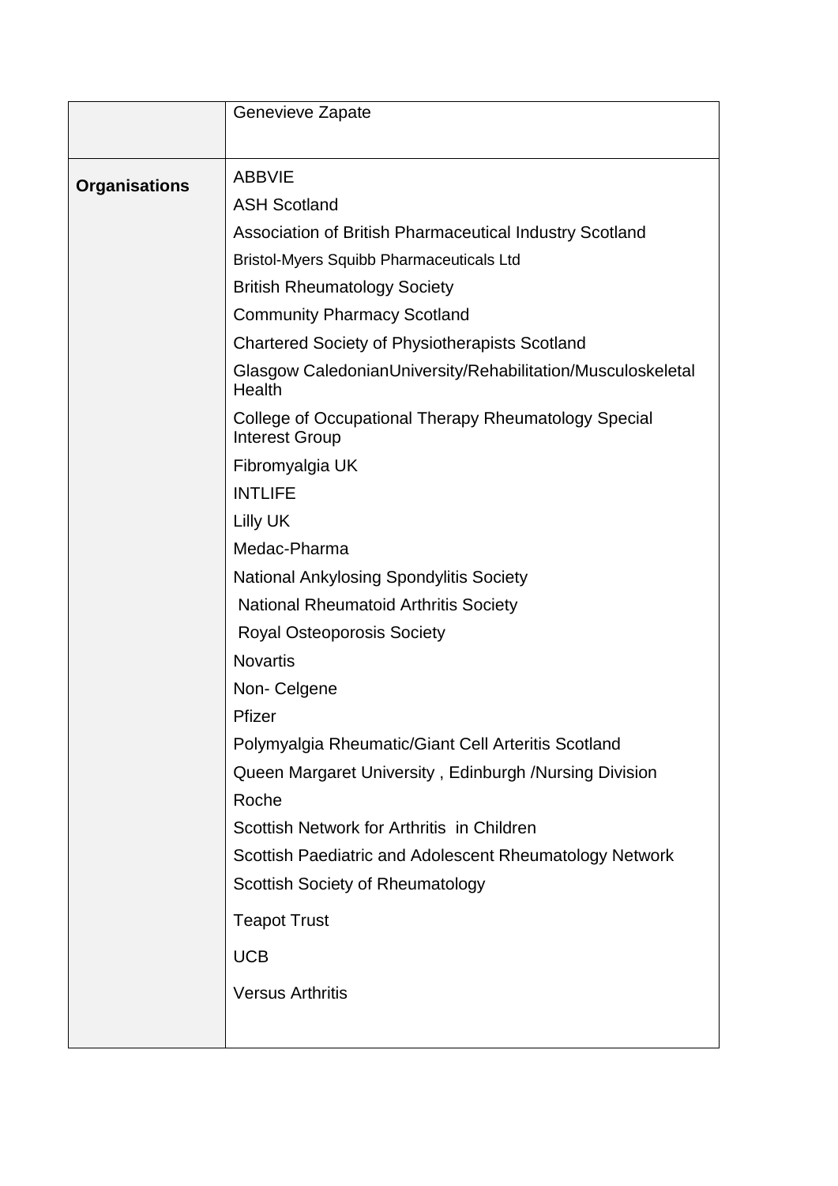| | |
|---|---|
| | Genevieve Zapate |
| **Organisations** | ABBVIE<br>ASH Scotland<br>Association of British Pharmaceutical Industry Scotland<br>Bristol-Myers Squibb Pharmaceuticals Ltd<br>British Rheumatology Society<br>Community Pharmacy Scotland<br>Chartered Society of Physiotherapists Scotland<br>Glasgow CaledonianUniversity/Rehabilitation/Musculoskeletal Health<br>College of Occupational Therapy Rheumatology Special Interest Group<br>Fibromyalgia UK<br>INTLIFE<br>Lilly UK<br>Medac-Pharma<br>National Ankylosing Spondylitis Society<br>National Rheumatoid Arthritis Society<br>Royal Osteoporosis Society<br>Novartis<br>Non- Celgene<br>Pfizer<br>Polymyalgia Rheumatic/Giant Cell Arteritis Scotland<br>Queen Margaret University , Edinburgh /Nursing Division<br>Roche<br>Scottish Network for Arthritis in Children<br>Scottish Paediatric and Adolescent Rheumatology Network<br>Scottish Society of Rheumatology<br>Teapot Trust<br>UCB<br>Versus Arthritis |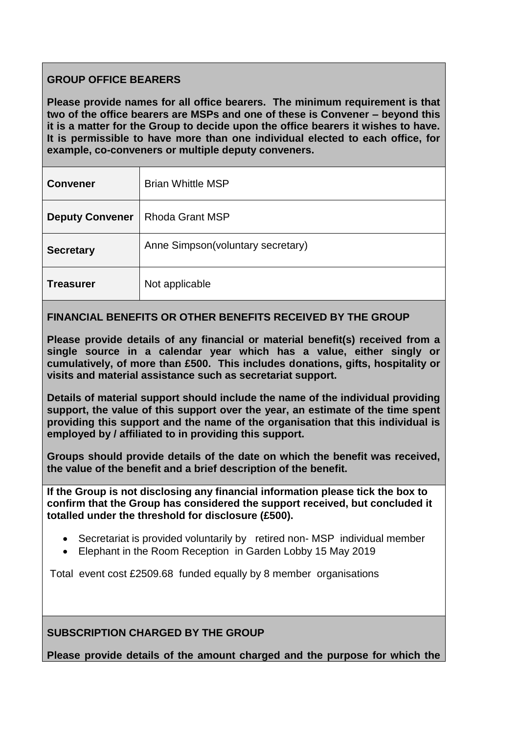**GROUP OFFICE BEARERS**

**Please provide names for all office bearers. The minimum requirement is that two of the office bearers are MSPs and one of these is Convener – beyond this it is a matter for the Group to decide upon the office bearers it wishes to have. It is permissible to have more than one individual elected to each office, for example, co-conveners or multiple deputy conveners.**

| | |
|---|---|
| **Convener** | Brian Whittle MSP |
| **Deputy Convener** | Rhoda Grant MSP |
| **Secretary** | Anne Simpson(voluntary secretary) |
| **Treasurer** | Not applicable |

**FINANCIAL BENEFITS OR OTHER BENEFITS RECEIVED BY THE GROUP**

**Please provide details of any financial or material benefit(s) received from a single source in a calendar year which has a value, either singly or cumulatively, of more than £500. This includes donations, gifts, hospitality or visits and material assistance such as secretariat support.**

**Details of material support should include the name of the individual providing support, the value of this support over the year, an estimate of the time spent providing this support and the name of the organisation that this individual is employed by / affiliated to in providing this support.**

**Groups should provide details of the date on which the benefit was received, the value of the benefit and a brief description of the benefit.**

**If the Group is not disclosing any financial information please tick the box to confirm that the Group has considered the support received, but concluded it totalled under the threshold for disclosure (£500).**

- Secretariat is provided voluntarily by retired non- MSP individual member
- Elephant in the Room Reception in Garden Lobby 15 May 2019

Total event cost £2509.68 funded equally by 8 member organisations

**SUBSCRIPTION CHARGED BY THE GROUP**

**Please provide details of the amount charged and the purpose for which the**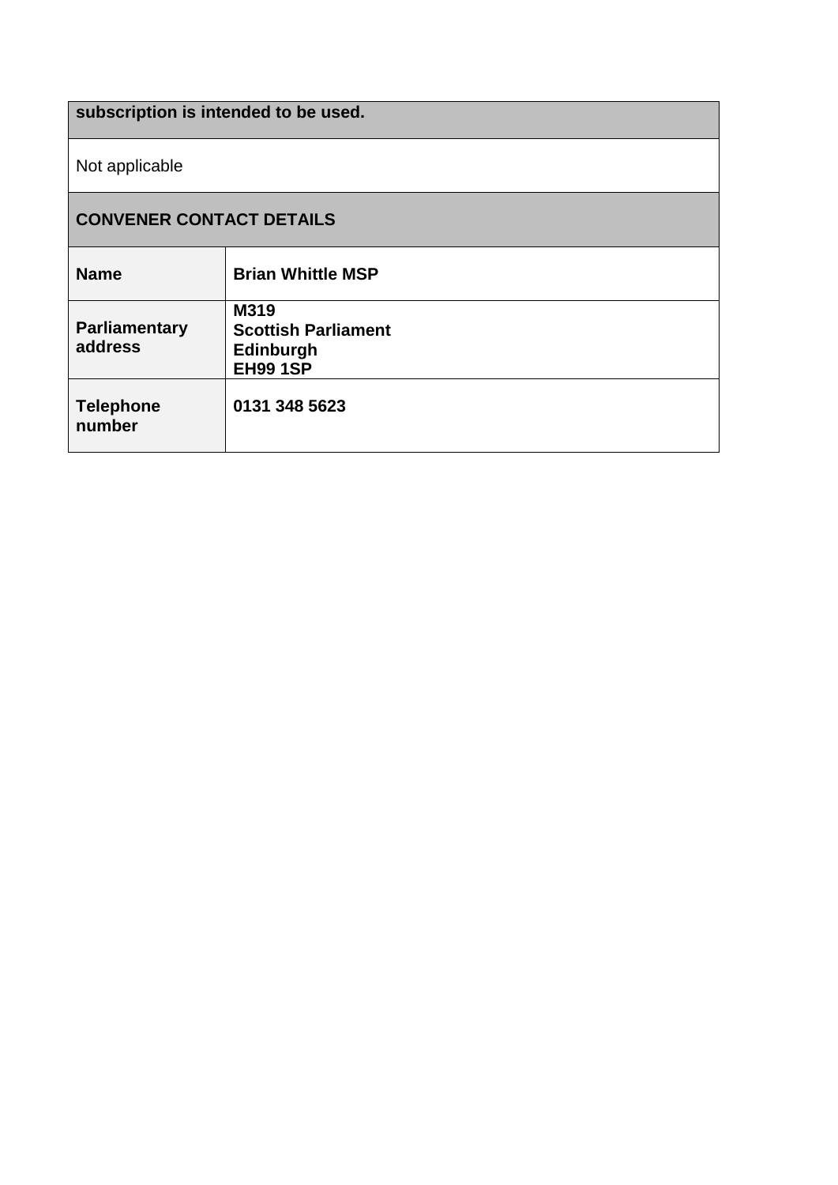| | |
|---|---|
| **subscription is intended to be used.** | |
| Not applicable | |
| **CONVENER CONTACT DETAILS** | |
| **Name** | **Brian Whittle MSP** |
| **Parliamentary address** | **M319**<br>**Scottish Parliament**<br>**Edinburgh**<br>**EH99 1SP** |
| **Telephone number** | **0131 348 5623** |